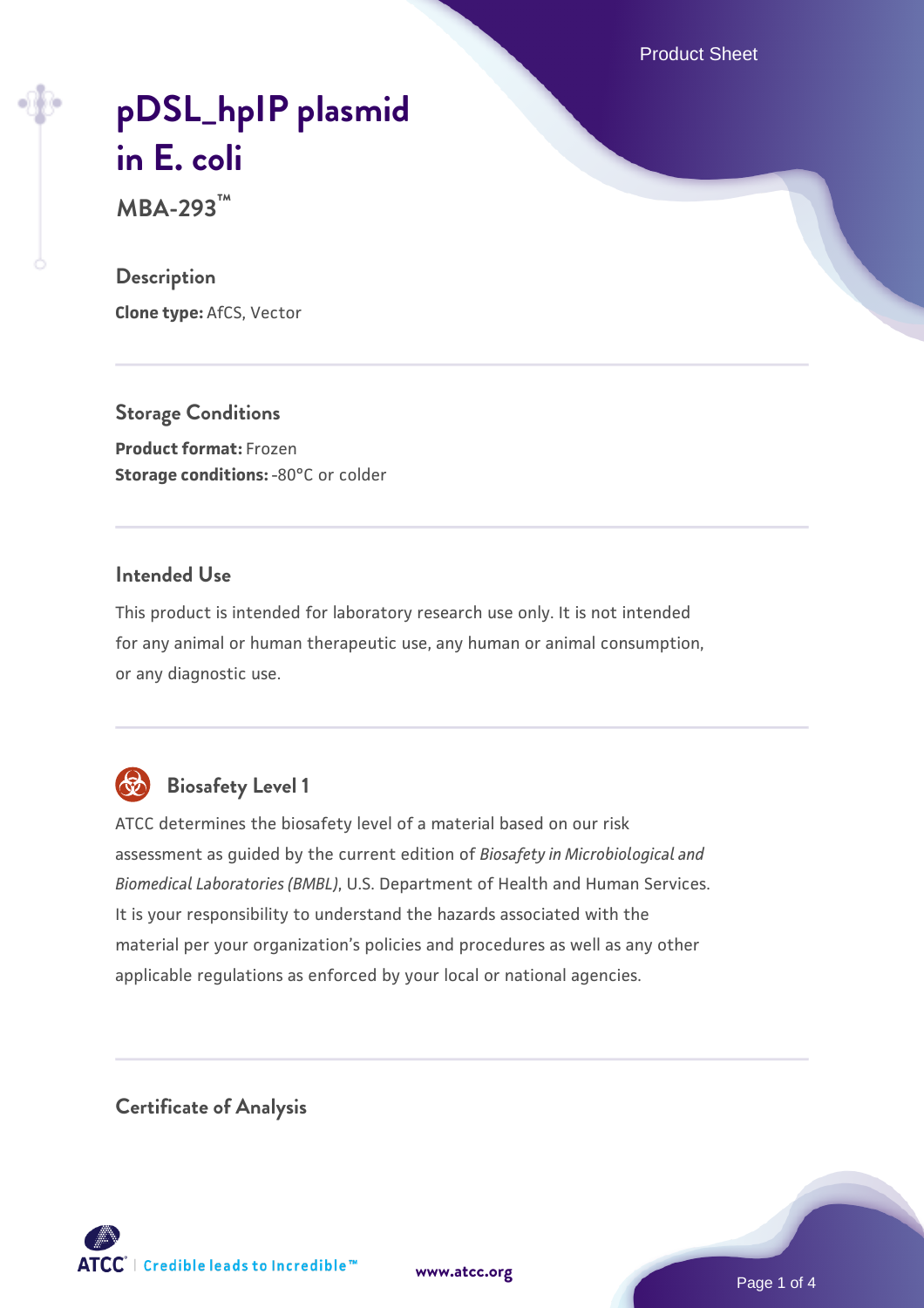# pDSL_hpIP plasmid in E. coli

**MBA-293™**

## Description

**Clone type:** AfCS, Vector

## Storage Conditions

**Product format:** Frozen
**Storage conditions:** -80°C or colder

## Intended Use

This product is intended for laboratory research use only. It is not intended for any animal or human therapeutic use, any human or animal consumption, or any diagnostic use.

## Biosafety Level 1

ATCC determines the biosafety level of a material based on our risk assessment as guided by the current edition of *Biosafety in Microbiological and Biomedical Laboratories (BMBL)*, U.S. Department of Health and Human Services. It is your responsibility to understand the hazards associated with the material per your organization's policies and procedures as well as any other applicable regulations as enforced by your local or national agencies.

## Certificate of Analysis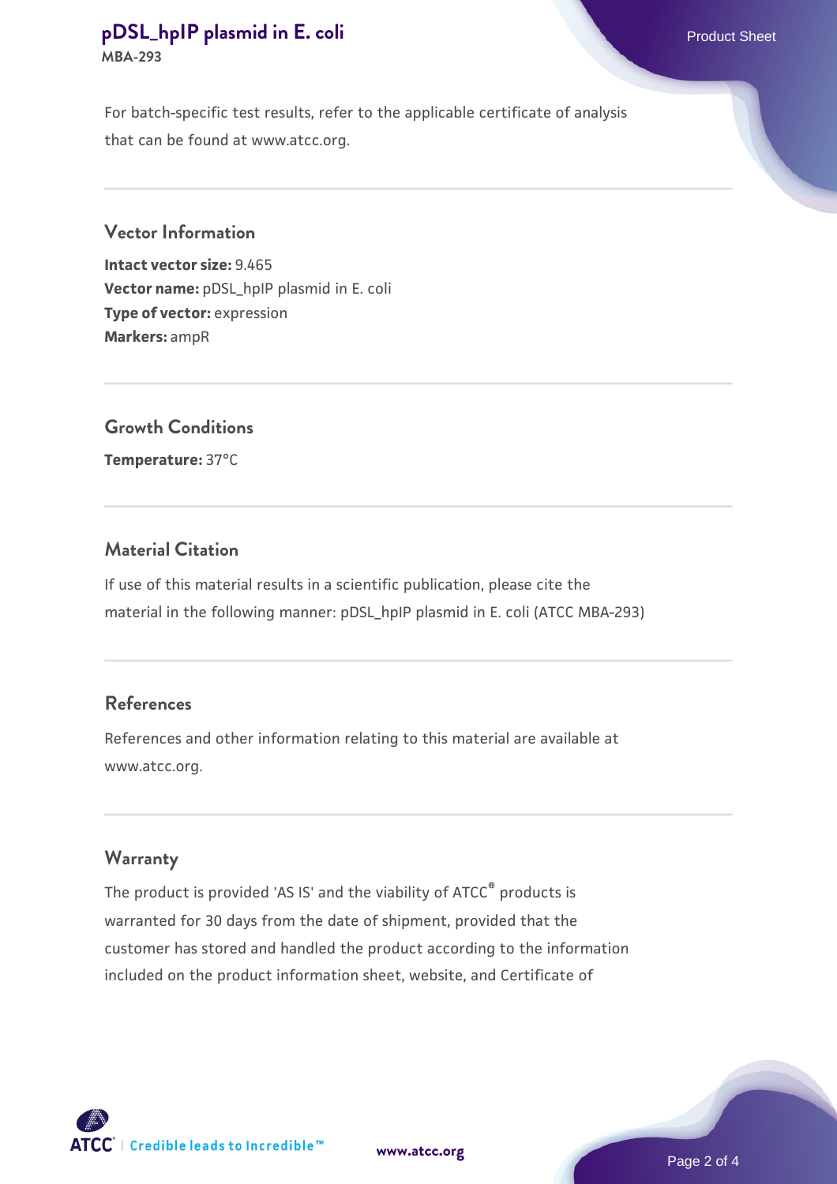For batch-specific test results, refer to the applicable certificate of analysis that can be found at www.atcc.org.

## Vector Information

**Intact vector size:** 9.465
**Vector name:** pDSL_hpIP plasmid in E. coli
**Type of vector:** expression
**Markers:** ampR

## Growth Conditions

**Temperature:** 37°C

## Material Citation

If use of this material results in a scientific publication, please cite the material in the following manner: pDSL_hpIP plasmid in E. coli (ATCC MBA-293)

## References

References and other information relating to this material are available at www.atcc.org.

## Warranty

The product is provided 'AS IS' and the viability of ATCC® products is warranted for 30 days from the date of shipment, provided that the customer has stored and handled the product according to the information included on the product information sheet, website, and Certificate of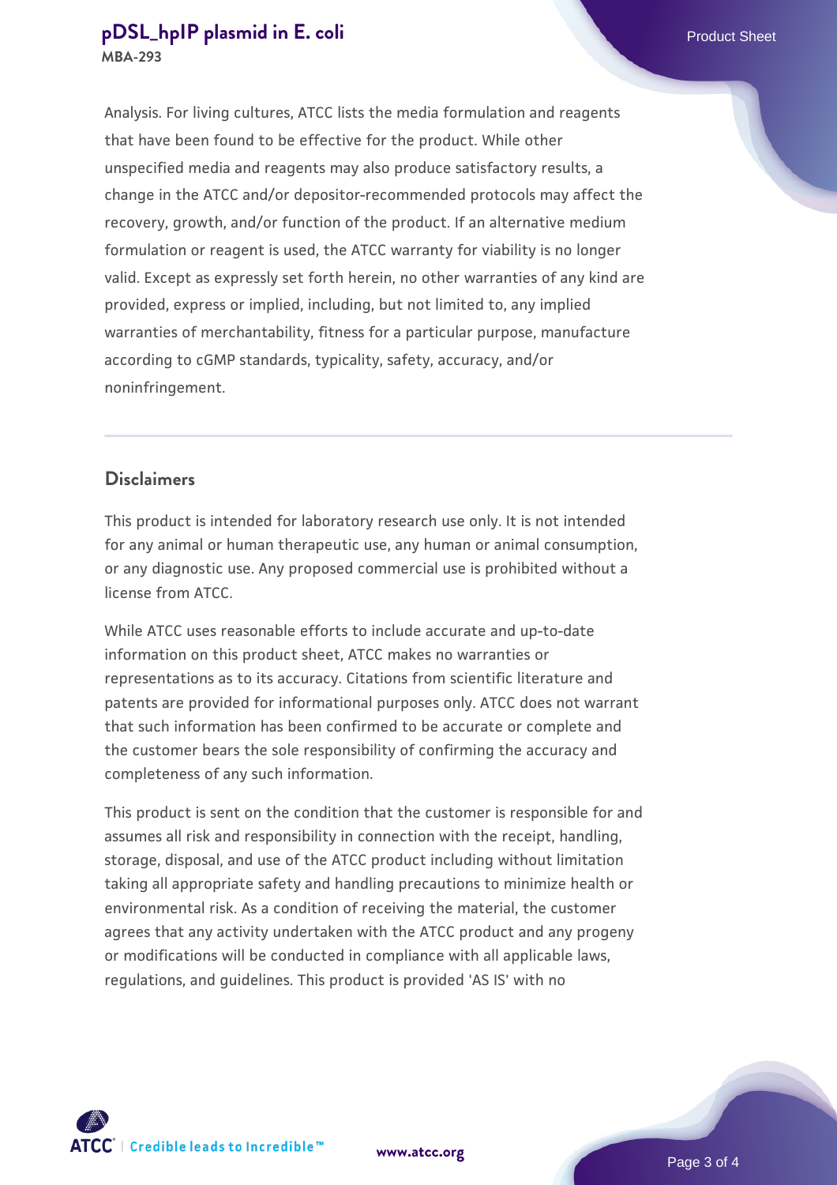Analysis. For living cultures, ATCC lists the media formulation and reagents that have been found to be effective for the product. While other unspecified media and reagents may also produce satisfactory results, a change in the ATCC and/or depositor-recommended protocols may affect the recovery, growth, and/or function of the product. If an alternative medium formulation or reagent is used, the ATCC warranty for viability is no longer valid. Except as expressly set forth herein, no other warranties of any kind are provided, express or implied, including, but not limited to, any implied warranties of merchantability, fitness for a particular purpose, manufacture according to cGMP standards, typicality, safety, accuracy, and/or noninfringement.

## Disclaimers

This product is intended for laboratory research use only. It is not intended for any animal or human therapeutic use, any human or animal consumption, or any diagnostic use. Any proposed commercial use is prohibited without a license from ATCC.

While ATCC uses reasonable efforts to include accurate and up-to-date information on this product sheet, ATCC makes no warranties or representations as to its accuracy. Citations from scientific literature and patents are provided for informational purposes only. ATCC does not warrant that such information has been confirmed to be accurate or complete and the customer bears the sole responsibility of confirming the accuracy and completeness of any such information.

This product is sent on the condition that the customer is responsible for and assumes all risk and responsibility in connection with the receipt, handling, storage, disposal, and use of the ATCC product including without limitation taking all appropriate safety and handling precautions to minimize health or environmental risk. As a condition of receiving the material, the customer agrees that any activity undertaken with the ATCC product and any progeny or modifications will be conducted in compliance with all applicable laws, regulations, and guidelines. This product is provided 'AS IS' with no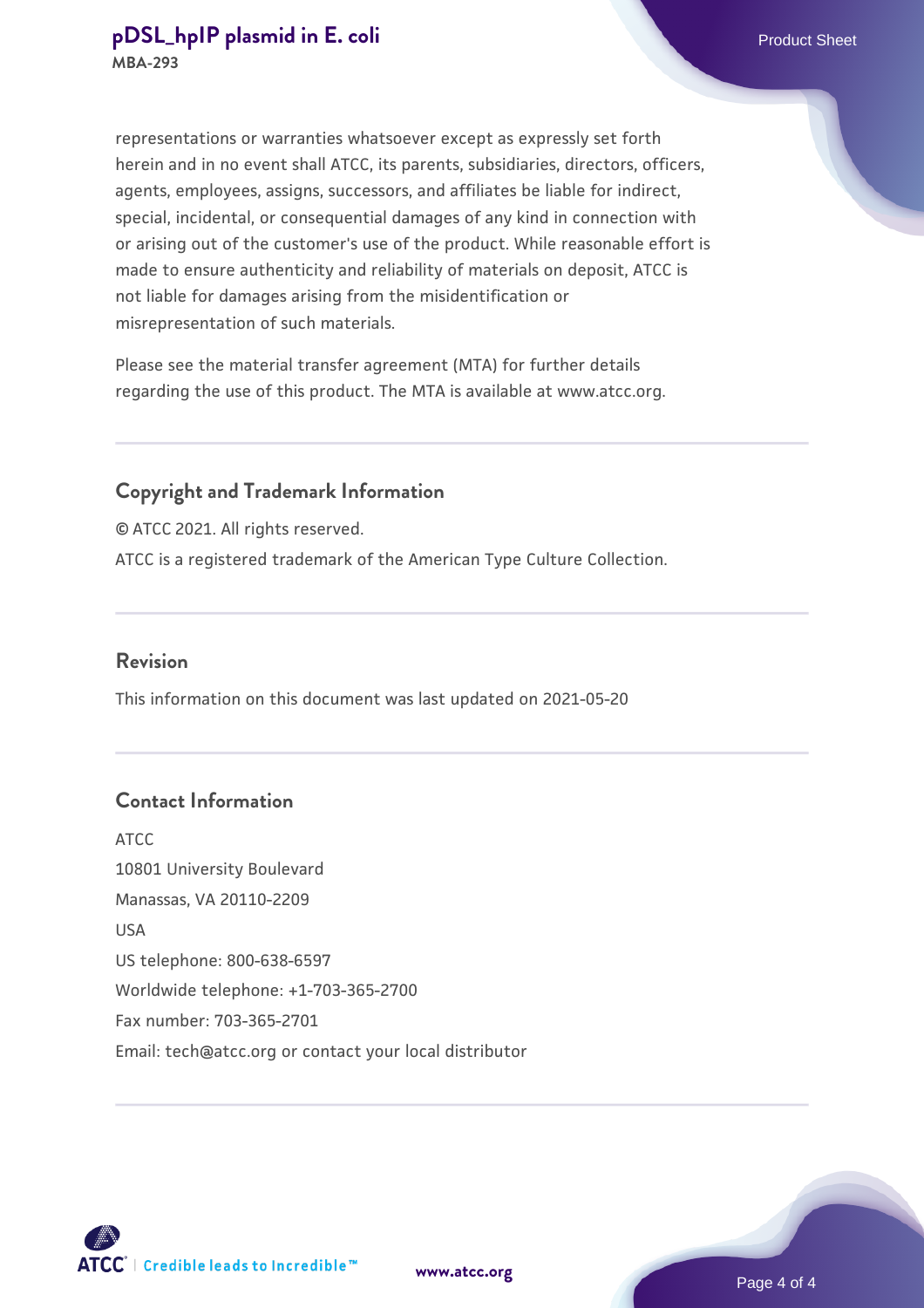representations or warranties whatsoever except as expressly set forth herein and in no event shall ATCC, its parents, subsidiaries, directors, officers, agents, employees, assigns, successors, and affiliates be liable for indirect, special, incidental, or consequential damages of any kind in connection with or arising out of the customer's use of the product. While reasonable effort is made to ensure authenticity and reliability of materials on deposit, ATCC is not liable for damages arising from the misidentification or misrepresentation of such materials.

Please see the material transfer agreement (MTA) for further details regarding the use of this product. The MTA is available at www.atcc.org.

## Copyright and Trademark Information

© ATCC 2021. All rights reserved.

ATCC is a registered trademark of the American Type Culture Collection.

## Revision

This information on this document was last updated on 2021-05-20

## Contact Information

ATCC
10801 University Boulevard
Manassas, VA 20110-2209
USA
US telephone: 800-638-6597
Worldwide telephone: +1-703-365-2700
Fax number: 703-365-2701
Email: tech@atcc.org or contact your local distributor